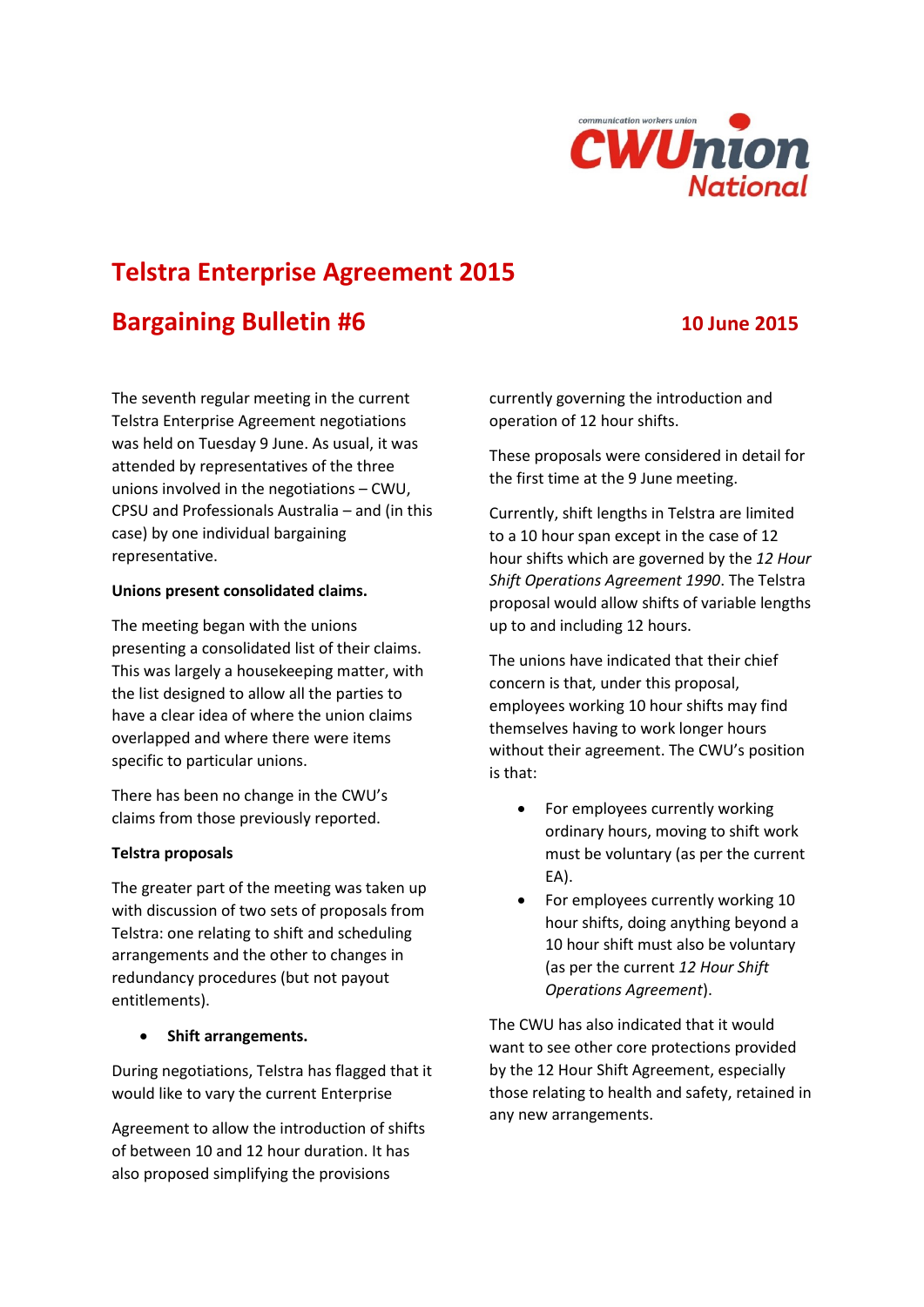communication workers union

**CWUnion National**

# Telstra Enterprise Agreement 2015

## Bargaining Bulletin #6

**10 June 2015**

The seventh regular meeting in the current Telstra Enterprise Agreement negotiations was held on Tuesday 9 June. As usual, it was attended by representatives of the three unions involved in the negotiations – CWU, CPSU and Professionals Australia – and (in this case) by one individual bargaining representative.

**Unions present consolidated claims.**

The meeting began with the unions presenting a consolidated list of their claims. This was largely a housekeeping matter, with the list designed to allow all the parties to have a clear idea of where the union claims overlapped and where there were items specific to particular unions.

There has been no change in the CWU's claims from those previously reported.

**Telstra proposals**

The greater part of the meeting was taken up with discussion of two sets of proposals from Telstra: one relating to shift and scheduling arrangements and the other to changes in redundancy procedures (but not payout entitlements).

- **Shift arrangements.**

During negotiations, Telstra has flagged that it would like to vary the current Enterprise Agreement to allow the introduction of shifts of between 10 and 12 hour duration. It has also proposed simplifying the provisions currently governing the introduction and operation of 12 hour shifts.

These proposals were considered in detail for the first time at the 9 June meeting.

Currently, shift lengths in Telstra are limited to a 10 hour span except in the case of 12 hour shifts which are governed by the *12 Hour Shift Operations Agreement 1990*. The Telstra proposal would allow shifts of variable lengths up to and including 12 hours.

The unions have indicated that their chief concern is that, under this proposal, employees working 10 hour shifts may find themselves having to work longer hours without their agreement. The CWU's position is that:

- For employees currently working ordinary hours, moving to shift work must be voluntary (as per the current EA).
- For employees currently working 10 hour shifts, doing anything beyond a 10 hour shift must also be voluntary (as per the current *12 Hour Shift Operations Agreement*).

The CWU has also indicated that it would want to see other core protections provided by the 12 Hour Shift Agreement, especially those relating to health and safety, retained in any new arrangements.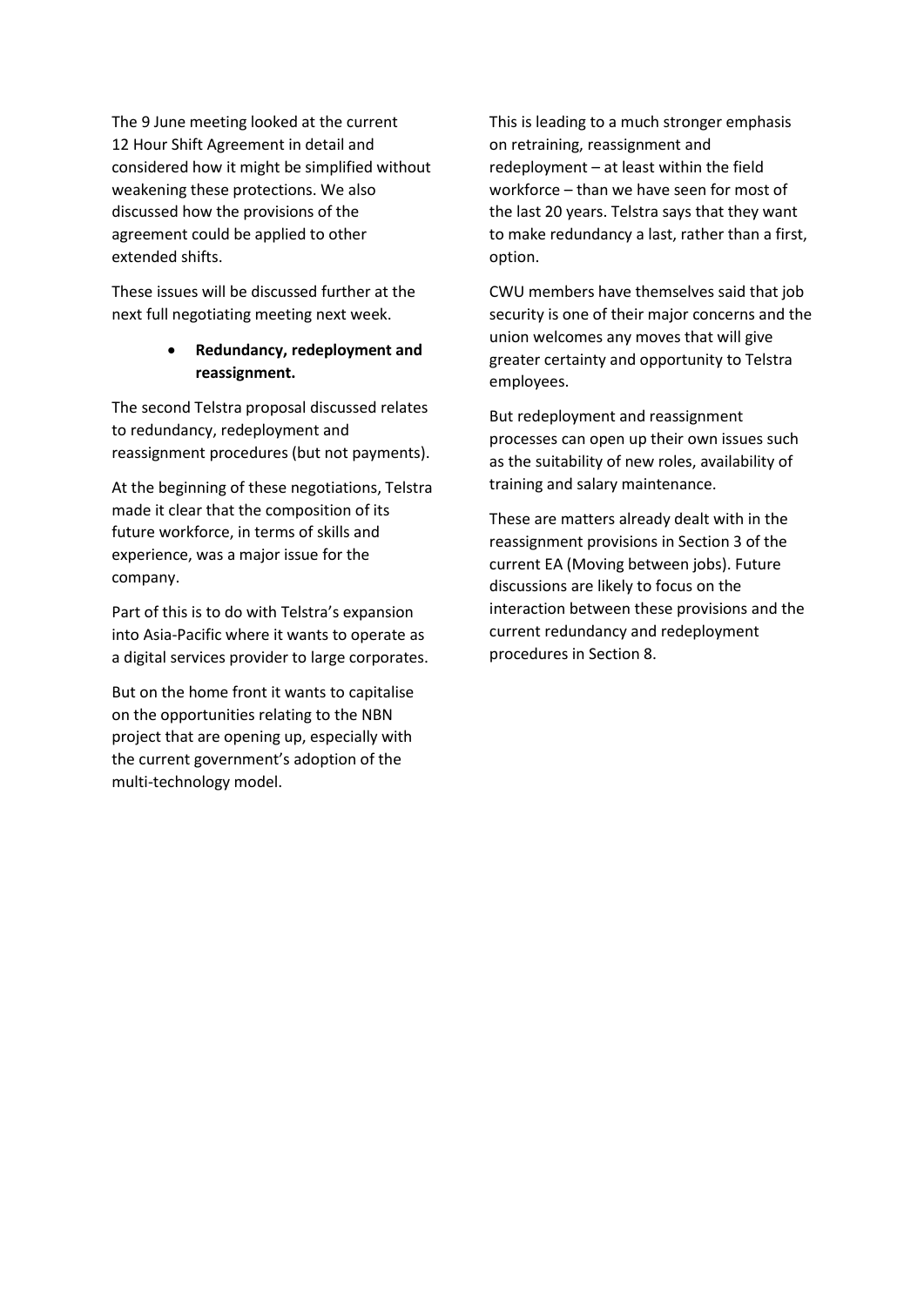The 9 June meeting looked at the current 12 Hour Shift Agreement in detail and considered how it might be simplified without weakening these protections. We also discussed how the provisions of the agreement could be applied to other extended shifts.

These issues will be discussed further at the next full negotiating meeting next week.

- **Redundancy, redeployment and reassignment.**

The second Telstra proposal discussed relates to redundancy, redeployment and reassignment procedures (but not payments).

At the beginning of these negotiations, Telstra made it clear that the composition of its future workforce, in terms of skills and experience, was a major issue for the company.

Part of this is to do with Telstra's expansion into Asia-Pacific where it wants to operate as a digital services provider to large corporates.

But on the home front it wants to capitalise on the opportunities relating to the NBN project that are opening up, especially with the current government's adoption of the multi-technology model.

This is leading to a much stronger emphasis on retraining, reassignment and redeployment – at least within the field workforce – than we have seen for most of the last 20 years. Telstra says that they want to make redundancy a last, rather than a first, option.

CWU members have themselves said that job security is one of their major concerns and the union welcomes any moves that will give greater certainty and opportunity to Telstra employees.

But redeployment and reassignment processes can open up their own issues such as the suitability of new roles, availability of training and salary maintenance.

These are matters already dealt with in the reassignment provisions in Section 3 of the current EA (Moving between jobs). Future discussions are likely to focus on the interaction between these provisions and the current redundancy and redeployment procedures in Section 8.